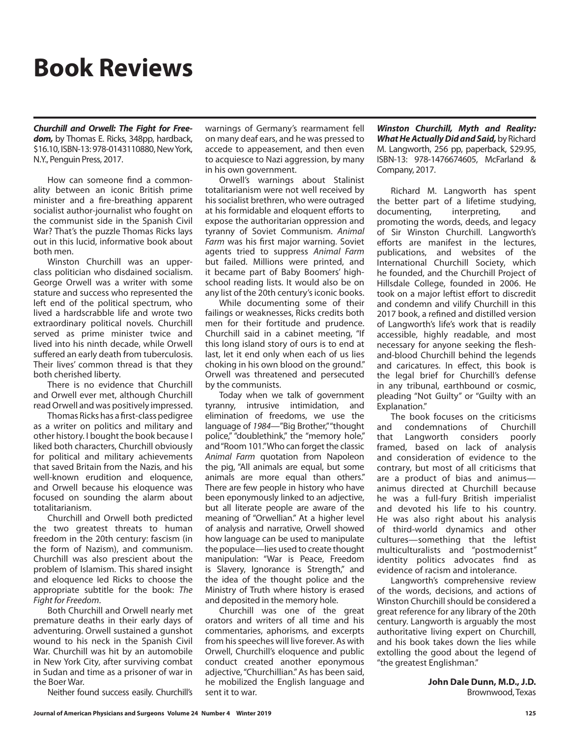# Book Reviews

***Churchill and Orwell: The Fight for Freedom,*** by Thomas E. Ricks, 348pp, hardback, $16.10, ISBN-13: 978-0143110880, New York, N.Y., Penguin Press, 2017.

How can someone find a commonality between an iconic British prime minister and a fire-breathing apparent socialist author-journalist who fought on the communist side in the Spanish Civil War? That's the puzzle Thomas Ricks lays out in this lucid, informative book about both men.

Winston Churchill was an upper-class politician who disdained socialism. George Orwell was a writer with some stature and success who represented the left end of the political spectrum, who lived a hardscrabble life and wrote two extraordinary political novels. Churchill served as prime minister twice and lived into his ninth decade, while Orwell suffered an early death from tuberculosis. Their lives' common thread is that they both cherished liberty.

There is no evidence that Churchill and Orwell ever met, although Churchill read Orwell and was positively impressed.

Thomas Ricks has a first-class pedigree as a writer on politics and military and other history. I bought the book because I liked both characters, Churchill obviously for political and military achievements that saved Britain from the Nazis, and his well-known erudition and eloquence, and Orwell because his eloquence was focused on sounding the alarm about totalitarianism.

Churchill and Orwell both predicted the two greatest threats to human freedom in the 20th century: fascism (in the form of Nazism), and communism. Churchill was also prescient about the problem of Islamism. This shared insight and eloquence led Ricks to choose the appropriate subtitle for the book: *The Fight for Freedom*.

Both Churchill and Orwell nearly met premature deaths in their early days of adventuring. Orwell sustained a gunshot wound to his neck in the Spanish Civil War. Churchill was hit by an automobile in New York City, after surviving combat in Sudan and time as a prisoner of war in the Boer War.

Neither found success easily. Churchill's warnings of Germany's rearmament fell on many deaf ears, and he was pressed to accede to appeasement, and then even to acquiesce to Nazi aggression, by many in his own government.

Orwell's warnings about Stalinist totalitarianism were not well received by his socialist brethren, who were outraged at his formidable and eloquent efforts to expose the authoritarian oppression and tyranny of Soviet Communism. *Animal Farm* was his first major warning. Soviet agents tried to suppress *Animal Farm* but failed. Millions were printed, and it became part of Baby Boomers' high-school reading lists. It would also be on any list of the 20th century's iconic books.

While documenting some of their failings or weaknesses, Ricks credits both men for their fortitude and prudence. Churchill said in a cabinet meeting, "If this long island story of ours is to end at last, let it end only when each of us lies choking in his own blood on the ground." Orwell was threatened and persecuted by the communists.

Today when we talk of government tyranny, intrusive intimidation, and elimination of freedoms, we use the language of *1984*—"Big Brother," "thought police," "doublethink," the "memory hole," and "Room 101." Who can forget the classic *Animal Farm* quotation from Napoleon the pig, "All animals are equal, but some animals are more equal than others." There are few people in history who have been eponymously linked to an adjective, but all literate people are aware of the meaning of "Orwellian." At a higher level of analysis and narrative, Orwell showed how language can be used to manipulate the populace—lies used to create thought manipulation: "War is Peace, Freedom is Slavery, Ignorance is Strength," and the idea of the thought police and the Ministry of Truth where history is erased and deposited in the memory hole.

Churchill was one of the great orators and writers of all time and his commentaries, aphorisms, and excerpts from his speeches will live forever. As with Orwell, Churchill's eloquence and public conduct created another eponymous adjective, "Churchillian." As has been said, he mobilized the English language and sent it to war.

***Winston Churchill, Myth and Reality: What He Actually Did and Said,*** by Richard M. Langworth, 256 pp, paperback, $29.95, ISBN-13: 978-1476674605, McFarland & Company, 2017.

Richard M. Langworth has spent the better part of a lifetime studying, documenting, interpreting, and promoting the words, deeds, and legacy of Sir Winston Churchill. Langworth's efforts are manifest in the lectures, publications, and websites of the International Churchill Society, which he founded, and the Churchill Project of Hillsdale College, founded in 2006. He took on a major leftist effort to discredit and condemn and vilify Churchill in this 2017 book, a refined and distilled version of Langworth's life's work that is readily accessible, highly readable, and most necessary for anyone seeking the flesh-and-blood Churchill behind the legends and caricatures. In effect, this book is the legal brief for Churchill's defense in any tribunal, earthbound or cosmic, pleading "Not Guilty" or "Guilty with an Explanation."

The book focuses on the criticisms and condemnations of Churchill that Langworth considers poorly framed, based on lack of analysis and consideration of evidence to the contrary, but most of all criticisms that are a product of bias and animus—animus directed at Churchill because he was a full-fury British imperialist and devoted his life to his country. He was also right about his analysis of third-world dynamics and other cultures—something that the leftist multiculturalists and "postmodernist" identity politics advocates find as evidence of racism and intolerance.

Langworth's comprehensive review of the words, decisions, and actions of Winston Churchill should be considered a great reference for any library of the 20th century. Langworth is arguably the most authoritative living expert on Churchill, and his book takes down the lies while extolling the good about the legend of "the greatest Englishman."

**John Dale Dunn, M.D., J.D.**
Brownwood, Texas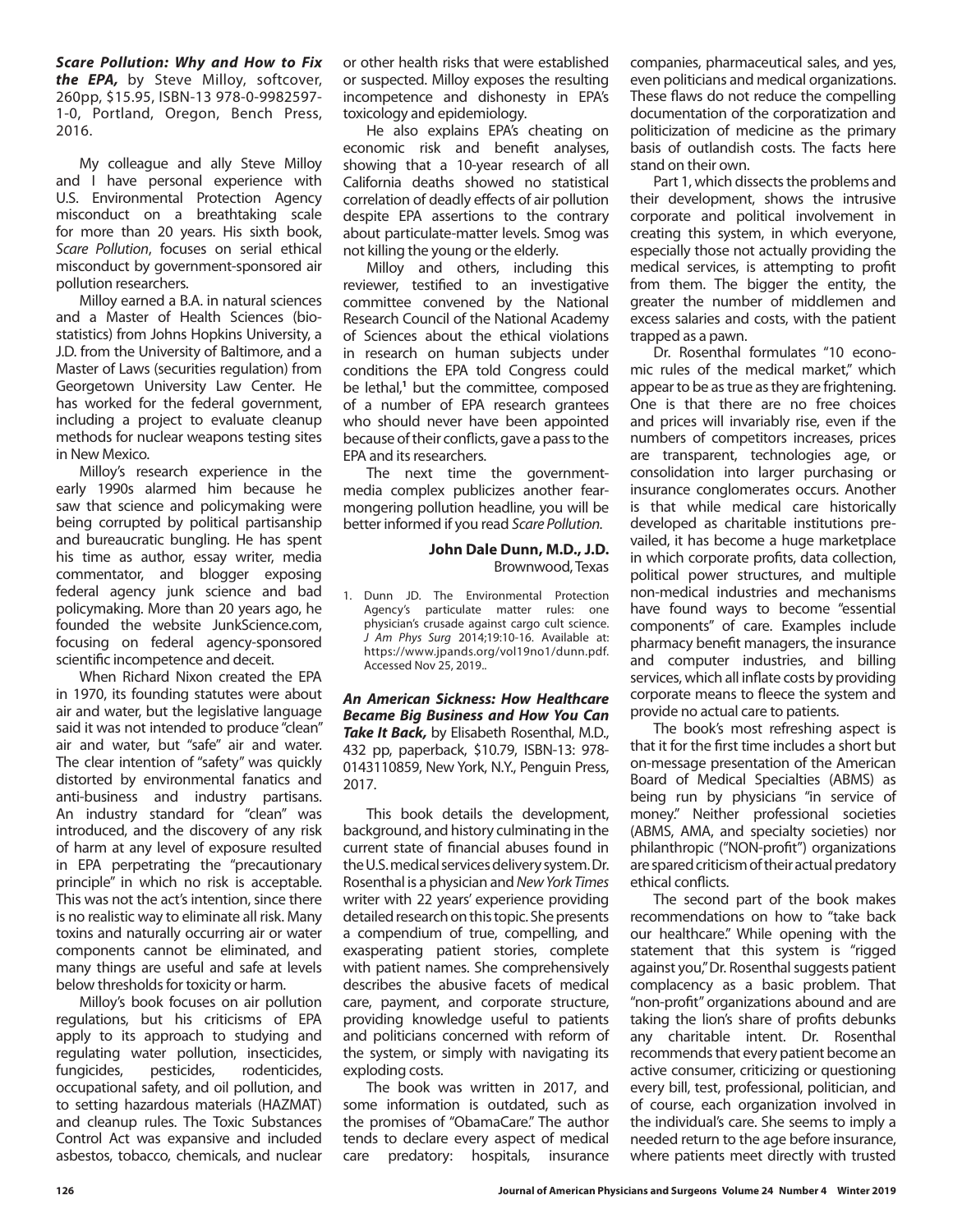***Scare Pollution: Why and How to Fix the EPA,*** by Steve Milloy, softcover, 260pp, $15.95, ISBN-13 978-0-9982597-1-0, Portland, Oregon, Bench Press, 2016.

My colleague and ally Steve Milloy and I have personal experience with U.S. Environmental Protection Agency misconduct on a breathtaking scale for more than 20 years. His sixth book, *Scare Pollution*, focuses on serial ethical misconduct by government-sponsored air pollution researchers.

Milloy earned a B.A. in natural sciences and a Master of Health Sciences (biostatistics) from Johns Hopkins University, a J.D. from the University of Baltimore, and a Master of Laws (securities regulation) from Georgetown University Law Center. He has worked for the federal government, including a project to evaluate cleanup methods for nuclear weapons testing sites in New Mexico.

Milloy's research experience in the early 1990s alarmed him because he saw that science and policymaking were being corrupted by political partisanship and bureaucratic bungling. He has spent his time as author, essay writer, media commentator, and blogger exposing federal agency junk science and bad policymaking. More than 20 years ago, he founded the website JunkScience.com, focusing on federal agency-sponsored scientific incompetence and deceit.

When Richard Nixon created the EPA in 1970, its founding statutes were about air and water, but the legislative language said it was not intended to produce "clean" air and water, but "safe" air and water. The clear intention of "safety" was quickly distorted by environmental fanatics and anti-business and industry partisans. An industry standard for "clean" was introduced, and the discovery of any risk of harm at any level of exposure resulted in EPA perpetrating the "precautionary principle" in which no risk is acceptable. This was not the act's intention, since there is no realistic way to eliminate all risk. Many toxins and naturally occurring air or water components cannot be eliminated, and many things are useful and safe at levels below thresholds for toxicity or harm.

Milloy's book focuses on air pollution regulations, but his criticisms of EPA apply to its approach to studying and regulating water pollution, insecticides, fungicides, pesticides, rodenticides, occupational safety, and oil pollution, and to setting hazardous materials (HAZMAT) and cleanup rules. The Toxic Substances Control Act was expansive and included asbestos, tobacco, chemicals, and nuclear or other health risks that were established or suspected. Milloy exposes the resulting incompetence and dishonesty in EPA's toxicology and epidemiology.

He also explains EPA's cheating on economic risk and benefit analyses, showing that a 10-year research of all California deaths showed no statistical correlation of deadly effects of air pollution despite EPA assertions to the contrary about particulate-matter levels. Smog was not killing the young or the elderly.

Milloy and others, including this reviewer, testified to an investigative committee convened by the National Research Council of the National Academy of Sciences about the ethical violations in research on human subjects under conditions the EPA told Congress could be lethal,[1] but the committee, composed of a number of EPA research grantees who should never have been appointed because of their conflicts, gave a pass to the EPA and its researchers.

The next time the government-media complex publicizes another fear-mongering pollution headline, you will be better informed if you read *Scare Pollution.*

**John Dale Dunn, M.D., J.D.**
Brownwood, Texas

1. Dunn JD. The Environmental Protection Agency's particulate matter rules: one physician's crusade against cargo cult science. *J Am Phys Surg* 2014;19:10-16. Available at: https://www.jpands.org/vol19no1/dunn.pdf. Accessed Nov 25, 2019..

***An American Sickness: How Healthcare Became Big Business and How You Can Take It Back,*** by Elisabeth Rosenthal, M.D., 432 pp, paperback, $10.79, ISBN-13: 978-0143110859, New York, N.Y., Penguin Press, 2017.

This book details the development, background, and history culminating in the current state of financial abuses found in the U.S. medical services delivery system. Dr. Rosenthal is a physician and *New York Times* writer with 22 years' experience providing detailed research on this topic. She presents a compendium of true, compelling, and exasperating patient stories, complete with patient names. She comprehensively describes the abusive facets of medical care, payment, and corporate structure, providing knowledge useful to patients and politicians concerned with reform of the system, or simply with navigating its exploding costs.

The book was written in 2017, and some information is outdated, such as the promises of "ObamaCare." The author tends to declare every aspect of medical care predatory: hospitals, insurance companies, pharmaceutical sales, and yes, even politicians and medical organizations. These flaws do not reduce the compelling documentation of the corporatization and politicization of medicine as the primary basis of outlandish costs. The facts here stand on their own.

Part 1, which dissects the problems and their development, shows the intrusive corporate and political involvement in creating this system, in which everyone, especially those not actually providing the medical services, is attempting to profit from them. The bigger the entity, the greater the number of middlemen and excess salaries and costs, with the patient trapped as a pawn.

Dr. Rosenthal formulates "10 economic rules of the medical market," which appear to be as true as they are frightening. One is that there are no free choices and prices will invariably rise, even if the numbers of competitors increases, prices are transparent, technologies age, or consolidation into larger purchasing or insurance conglomerates occurs. Another is that while medical care historically developed as charitable institutions prevailed, it has become a huge marketplace in which corporate profits, data collection, political power structures, and multiple non-medical industries and mechanisms have found ways to become "essential components" of care. Examples include pharmacy benefit managers, the insurance and computer industries, and billing services, which all inflate costs by providing corporate means to fleece the system and provide no actual care to patients.

The book's most refreshing aspect is that it for the first time includes a short but on-message presentation of the American Board of Medical Specialties (ABMS) as being run by physicians "in service of money." Neither professional societies (ABMS, AMA, and specialty societies) nor philanthropic ("NON-profit") organizations are spared criticism of their actual predatory ethical conflicts.

The second part of the book makes recommendations on how to "take back our healthcare." While opening with the statement that this system is "rigged against you," Dr. Rosenthal suggests patient complacency as a basic problem. That "non-profit" organizations abound and are taking the lion's share of profits debunks any charitable intent. Dr. Rosenthal recommends that every patient become an active consumer, criticizing or questioning every bill, test, professional, politician, and of course, each organization involved in the individual's care. She seems to imply a needed return to the age before insurance, where patients meet directly with trusted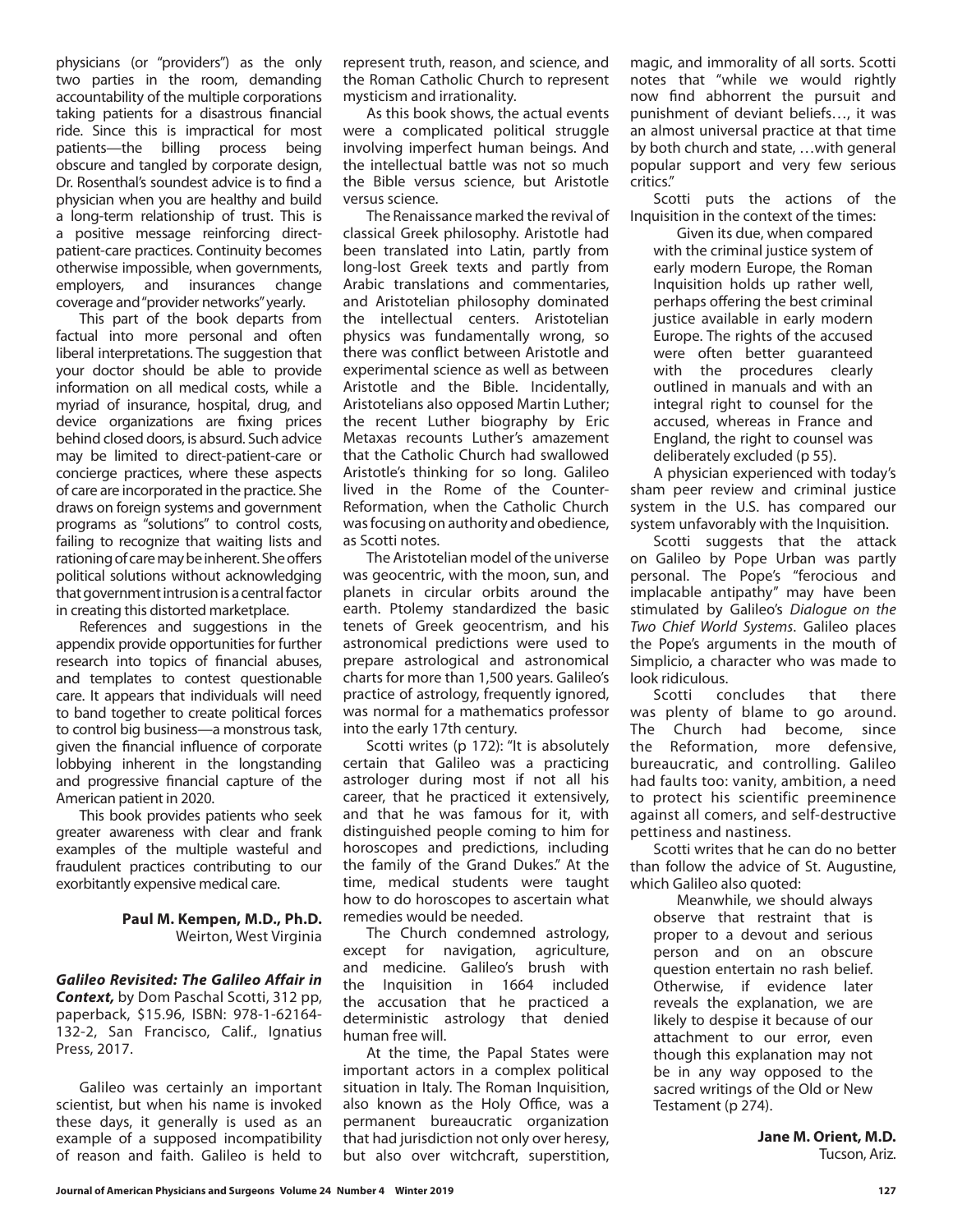physicians (or "providers") as the only two parties in the room, demanding accountability of the multiple corporations taking patients for a disastrous financial ride. Since this is impractical for most patients—the billing process being obscure and tangled by corporate design, Dr. Rosenthal's soundest advice is to find a physician when you are healthy and build a long-term relationship of trust. This is a positive message reinforcing direct-patient-care practices. Continuity becomes otherwise impossible, when governments, employers, and insurances change coverage and "provider networks" yearly.

This part of the book departs from factual into more personal and often liberal interpretations. The suggestion that your doctor should be able to provide information on all medical costs, while a myriad of insurance, hospital, drug, and device organizations are fixing prices behind closed doors, is absurd. Such advice may be limited to direct-patient-care or concierge practices, where these aspects of care are incorporated in the practice. She draws on foreign systems and government programs as "solutions" to control costs, failing to recognize that waiting lists and rationing of care may be inherent. She offers political solutions without acknowledging that government intrusion is a central factor in creating this distorted marketplace.

References and suggestions in the appendix provide opportunities for further research into topics of financial abuses, and templates to contest questionable care. It appears that individuals will need to band together to create political forces to control big business—a monstrous task, given the financial influence of corporate lobbying inherent in the longstanding and progressive financial capture of the American patient in 2020.

This book provides patients who seek greater awareness with clear and frank examples of the multiple wasteful and fraudulent practices contributing to our exorbitantly expensive medical care.

**Paul M. Kempen, M.D., Ph.D.**
Weirton, West Virginia

***Galileo Revisited: The Galileo Affair in Context,*** by Dom Paschal Scotti, 312 pp, paperback, $15.96, ISBN: 978-1-62164-132-2, San Francisco, Calif., Ignatius Press, 2017.

Galileo was certainly an important scientist, but when his name is invoked these days, it generally is used as an example of a supposed incompatibility of reason and faith. Galileo is held to represent truth, reason, and science, and the Roman Catholic Church to represent mysticism and irrationality.

As this book shows, the actual events were a complicated political struggle involving imperfect human beings. And the intellectual battle was not so much the Bible versus science, but Aristotle versus science.

The Renaissance marked the revival of classical Greek philosophy. Aristotle had been translated into Latin, partly from long-lost Greek texts and partly from Arabic translations and commentaries, and Aristotelian philosophy dominated the intellectual centers. Aristotelian physics was fundamentally wrong, so there was conflict between Aristotle and experimental science as well as between Aristotle and the Bible. Incidentally, Aristotelians also opposed Martin Luther; the recent Luther biography by Eric Metaxas recounts Luther's amazement that the Catholic Church had swallowed Aristotle's thinking for so long. Galileo lived in the Rome of the Counter-Reformation, when the Catholic Church was focusing on authority and obedience, as Scotti notes.

The Aristotelian model of the universe was geocentric, with the moon, sun, and planets in circular orbits around the earth. Ptolemy standardized the basic tenets of Greek geocentrism, and his astronomical predictions were used to prepare astrological and astronomical charts for more than 1,500 years. Galileo's practice of astrology, frequently ignored, was normal for a mathematics professor into the early 17th century.

Scotti writes (p 172): "It is absolutely certain that Galileo was a practicing astrologer during most if not all his career, that he practiced it extensively, and that he was famous for it, with distinguished people coming to him for horoscopes and predictions, including the family of the Grand Dukes." At the time, medical students were taught how to do horoscopes to ascertain what remedies would be needed.

The Church condemned astrology, except for navigation, agriculture, and medicine. Galileo's brush with the Inquisition in 1664 included the accusation that he practiced a deterministic astrology that denied human free will.

At the time, the Papal States were important actors in a complex political situation in Italy. The Roman Inquisition, also known as the Holy Office, was a permanent bureaucratic organization that had jurisdiction not only over heresy, but also over witchcraft, superstition, magic, and immorality of all sorts. Scotti notes that "while we would rightly now find abhorrent the pursuit and punishment of deviant beliefs…, it was an almost universal practice at that time by both church and state, …with general popular support and very few serious critics."

Scotti puts the actions of the Inquisition in the context of the times:

> Given its due, when compared with the criminal justice system of early modern Europe, the Roman Inquisition holds up rather well, perhaps offering the best criminal justice available in early modern Europe. The rights of the accused were often better guaranteed with the procedures clearly outlined in manuals and with an integral right to counsel for the accused, whereas in France and England, the right to counsel was deliberately excluded (p 55).

A physician experienced with today's sham peer review and criminal justice system in the U.S. has compared our system unfavorably with the Inquisition.

Scotti suggests that the attack on Galileo by Pope Urban was partly personal. The Pope's "ferocious and implacable antipathy" may have been stimulated by Galileo's *Dialogue on the Two Chief World Systems*. Galileo places the Pope's arguments in the mouth of Simplicio, a character who was made to look ridiculous.

Scotti concludes that there was plenty of blame to go around. The Church had become, since the Reformation, more defensive, bureaucratic, and controlling. Galileo had faults too: vanity, ambition, a need to protect his scientific preeminence against all comers, and self-destructive pettiness and nastiness.

Scotti writes that he can do no better than follow the advice of St. Augustine, which Galileo also quoted:

> Meanwhile, we should always observe that restraint that is proper to a devout and serious person and on an obscure question entertain no rash belief. Otherwise, if evidence later reveals the explanation, we are likely to despise it because of our attachment to our error, even though this explanation may not be in any way opposed to the sacred writings of the Old or New Testament (p 274).

**Jane M. Orient, M.D.**
Tucson, Ariz.